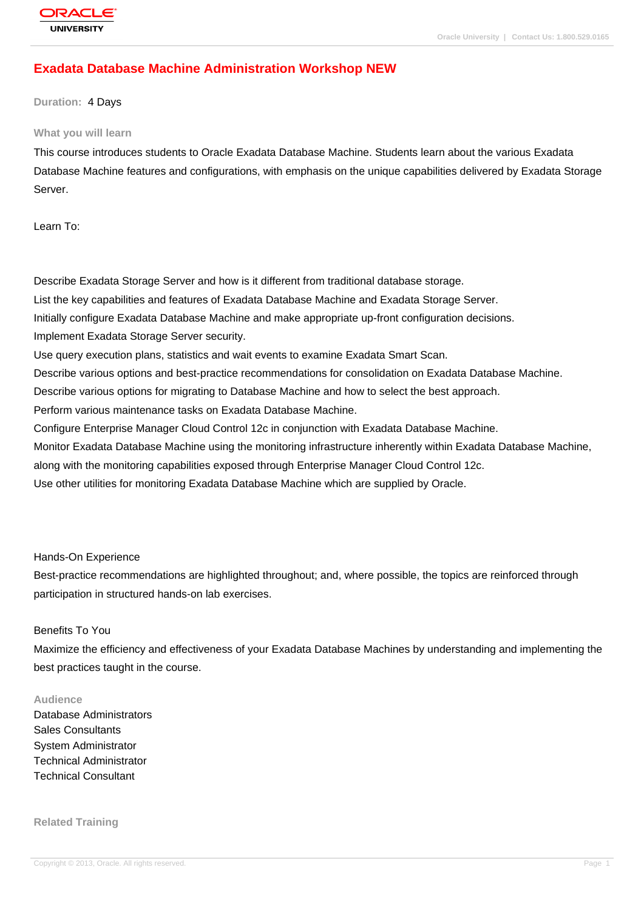# Exadata Database Machine Administration Workshop NEW

**Duration:** 4 Days

## What you will learn

This course introduces students to Oracle Exadata Database Machine. Students learn about the various Exadata Database Machine features and configurations, with emphasis on the unique capabilities delivered by Exadata Storage Server.

Learn To:

Describe Exadata Storage Server and how is it different from traditional database storage.
List the key capabilities and features of Exadata Database Machine and Exadata Storage Server.
Initially configure Exadata Database Machine and make appropriate up-front configuration decisions.
Implement Exadata Storage Server security.
Use query execution plans, statistics and wait events to examine Exadata Smart Scan.
Describe various options and best-practice recommendations for consolidation on Exadata Database Machine.
Describe various options for migrating to Database Machine and how to select the best approach.
Perform various maintenance tasks on Exadata Database Machine.
Configure Enterprise Manager Cloud Control 12c in conjunction with Exadata Database Machine.
Monitor Exadata Database Machine using the monitoring infrastructure inherently within Exadata Database Machine, along with the monitoring capabilities exposed through Enterprise Manager Cloud Control 12c.
Use other utilities for monitoring Exadata Database Machine which are supplied by Oracle.

Hands-On Experience
Best-practice recommendations are highlighted throughout; and, where possible, the topics are reinforced through participation in structured hands-on lab exercises.

Benefits To You
Maximize the efficiency and effectiveness of your Exadata Database Machines by understanding and implementing the best practices taught in the course.

## Audience

Database Administrators
Sales Consultants
System Administrator
Technical Administrator
Technical Consultant

## Related Training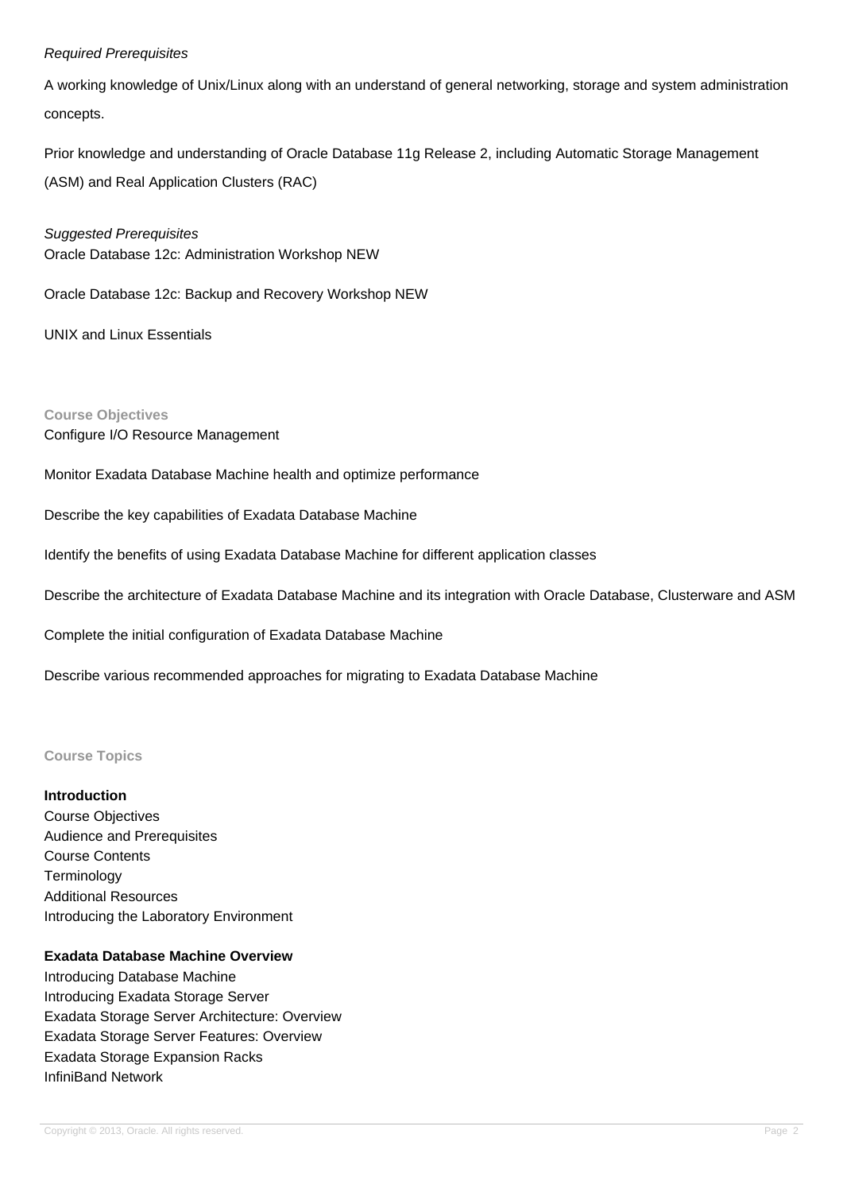*Required Prerequisites*

A working knowledge of Unix/Linux along with an understand of general networking, storage and system administration concepts.

Prior knowledge and understanding of Oracle Database 11g Release 2, including Automatic Storage Management (ASM) and Real Application Clusters (RAC)

*Suggested Prerequisites*

Oracle Database 12c: Administration Workshop NEW

Oracle Database 12c: Backup and Recovery Workshop NEW

UNIX and Linux Essentials

## Course Objectives

Configure I/O Resource Management

Monitor Exadata Database Machine health and optimize performance

Describe the key capabilities of Exadata Database Machine

Identify the benefits of using Exadata Database Machine for different application classes

Describe the architecture of Exadata Database Machine and its integration with Oracle Database, Clusterware and ASM

Complete the initial configuration of Exadata Database Machine

Describe various recommended approaches for migrating to Exadata Database Machine

## Course Topics

**Introduction**

Course Objectives
Audience and Prerequisites
Course Contents
Terminology
Additional Resources
Introducing the Laboratory Environment

**Exadata Database Machine Overview**

Introducing Database Machine
Introducing Exadata Storage Server
Exadata Storage Server Architecture: Overview
Exadata Storage Server Features: Overview
Exadata Storage Expansion Racks
InfiniBand Network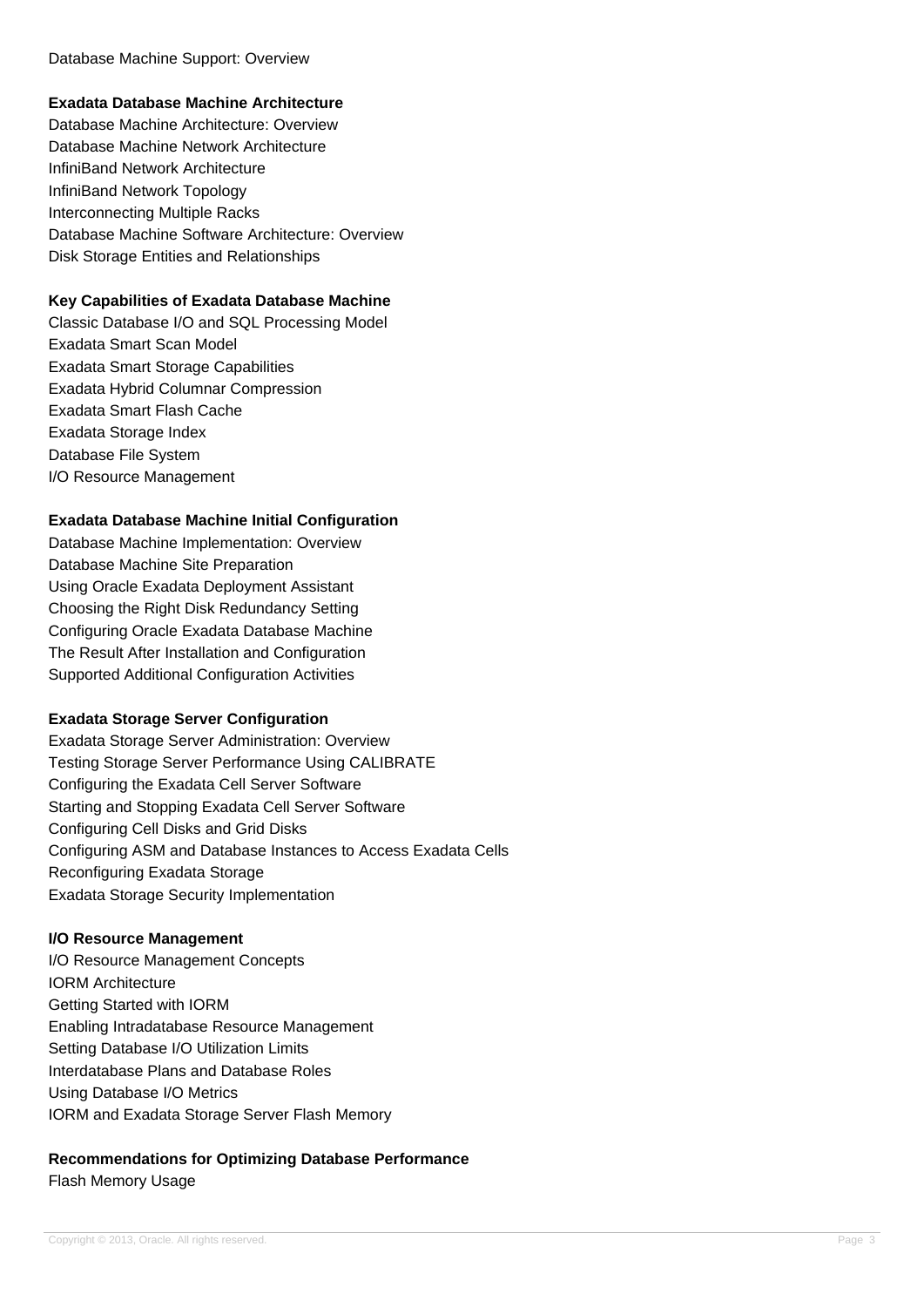Database Machine Support: Overview

**Exadata Database Machine Architecture**

Database Machine Architecture: Overview
Database Machine Network Architecture
InfiniBand Network Architecture
InfiniBand Network Topology
Interconnecting Multiple Racks
Database Machine Software Architecture: Overview
Disk Storage Entities and Relationships

**Key Capabilities of Exadata Database Machine**

Classic Database I/O and SQL Processing Model
Exadata Smart Scan Model
Exadata Smart Storage Capabilities
Exadata Hybrid Columnar Compression
Exadata Smart Flash Cache
Exadata Storage Index
Database File System
I/O Resource Management

**Exadata Database Machine Initial Configuration**

Database Machine Implementation: Overview
Database Machine Site Preparation
Using Oracle Exadata Deployment Assistant
Choosing the Right Disk Redundancy Setting
Configuring Oracle Exadata Database Machine
The Result After Installation and Configuration
Supported Additional Configuration Activities

**Exadata Storage Server Configuration**

Exadata Storage Server Administration: Overview
Testing Storage Server Performance Using CALIBRATE
Configuring the Exadata Cell Server Software
Starting and Stopping Exadata Cell Server Software
Configuring Cell Disks and Grid Disks
Configuring ASM and Database Instances to Access Exadata Cells
Reconfiguring Exadata Storage
Exadata Storage Security Implementation

**I/O Resource Management**

I/O Resource Management Concepts
IORM Architecture
Getting Started with IORM
Enabling Intradatabase Resource Management
Setting Database I/O Utilization Limits
Interdatabase Plans and Database Roles
Using Database I/O Metrics
IORM and Exadata Storage Server Flash Memory

**Recommendations for Optimizing Database Performance**

Flash Memory Usage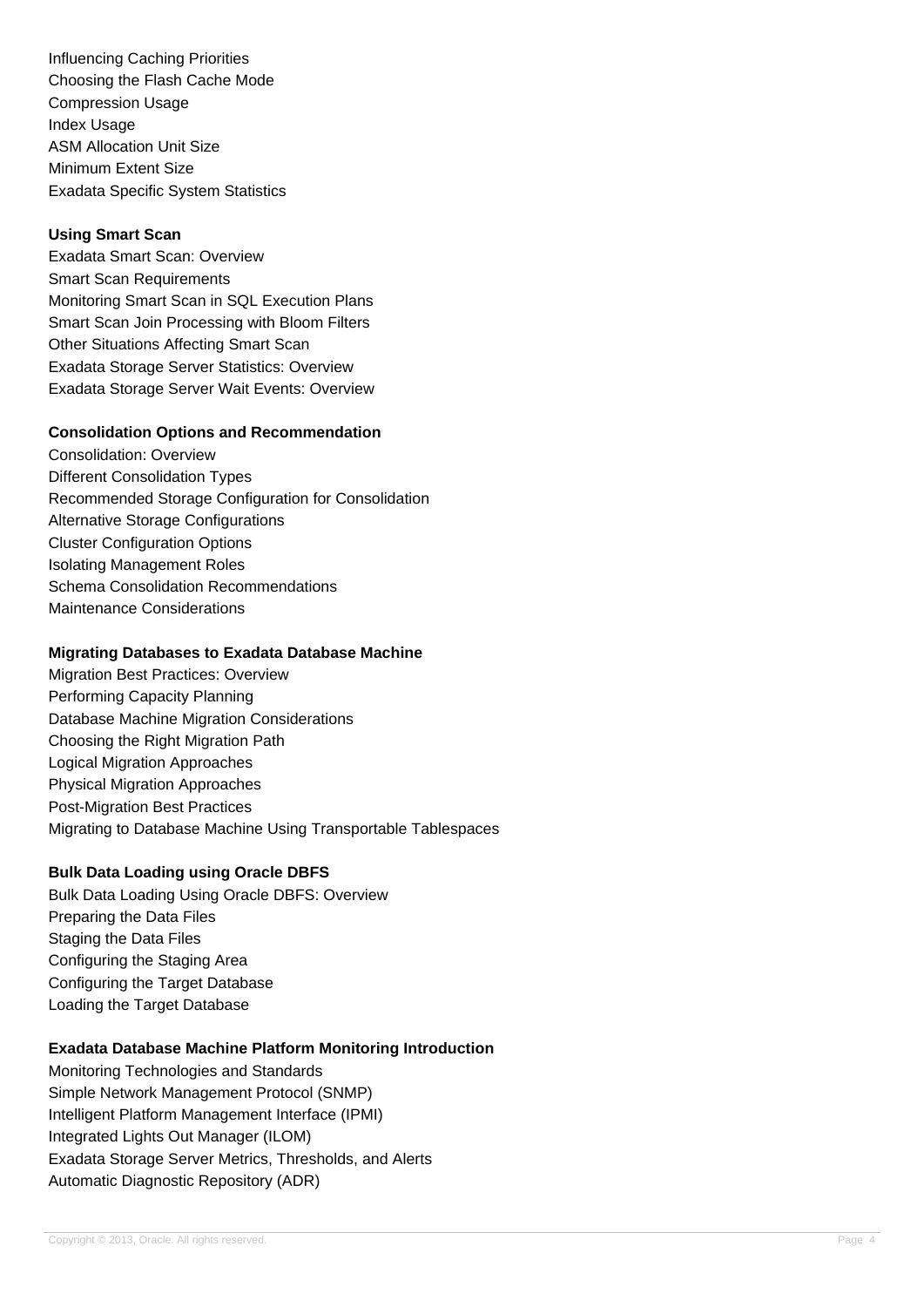Influencing Caching Priorities
Choosing the Flash Cache Mode
Compression Usage
Index Usage
ASM Allocation Unit Size
Minimum Extent Size
Exadata Specific System Statistics

**Using Smart Scan**

Exadata Smart Scan: Overview
Smart Scan Requirements
Monitoring Smart Scan in SQL Execution Plans
Smart Scan Join Processing with Bloom Filters
Other Situations Affecting Smart Scan
Exadata Storage Server Statistics: Overview
Exadata Storage Server Wait Events: Overview

**Consolidation Options and Recommendation**

Consolidation: Overview
Different Consolidation Types
Recommended Storage Configuration for Consolidation
Alternative Storage Configurations
Cluster Configuration Options
Isolating Management Roles
Schema Consolidation Recommendations
Maintenance Considerations

**Migrating Databases to Exadata Database Machine**

Migration Best Practices: Overview
Performing Capacity Planning
Database Machine Migration Considerations
Choosing the Right Migration Path
Logical Migration Approaches
Physical Migration Approaches
Post-Migration Best Practices
Migrating to Database Machine Using Transportable Tablespaces

**Bulk Data Loading using Oracle DBFS**

Bulk Data Loading Using Oracle DBFS: Overview
Preparing the Data Files
Staging the Data Files
Configuring the Staging Area
Configuring the Target Database
Loading the Target Database

**Exadata Database Machine Platform Monitoring Introduction**

Monitoring Technologies and Standards
Simple Network Management Protocol (SNMP)
Intelligent Platform Management Interface (IPMI)
Integrated Lights Out Manager (ILOM)
Exadata Storage Server Metrics, Thresholds, and Alerts
Automatic Diagnostic Repository (ADR)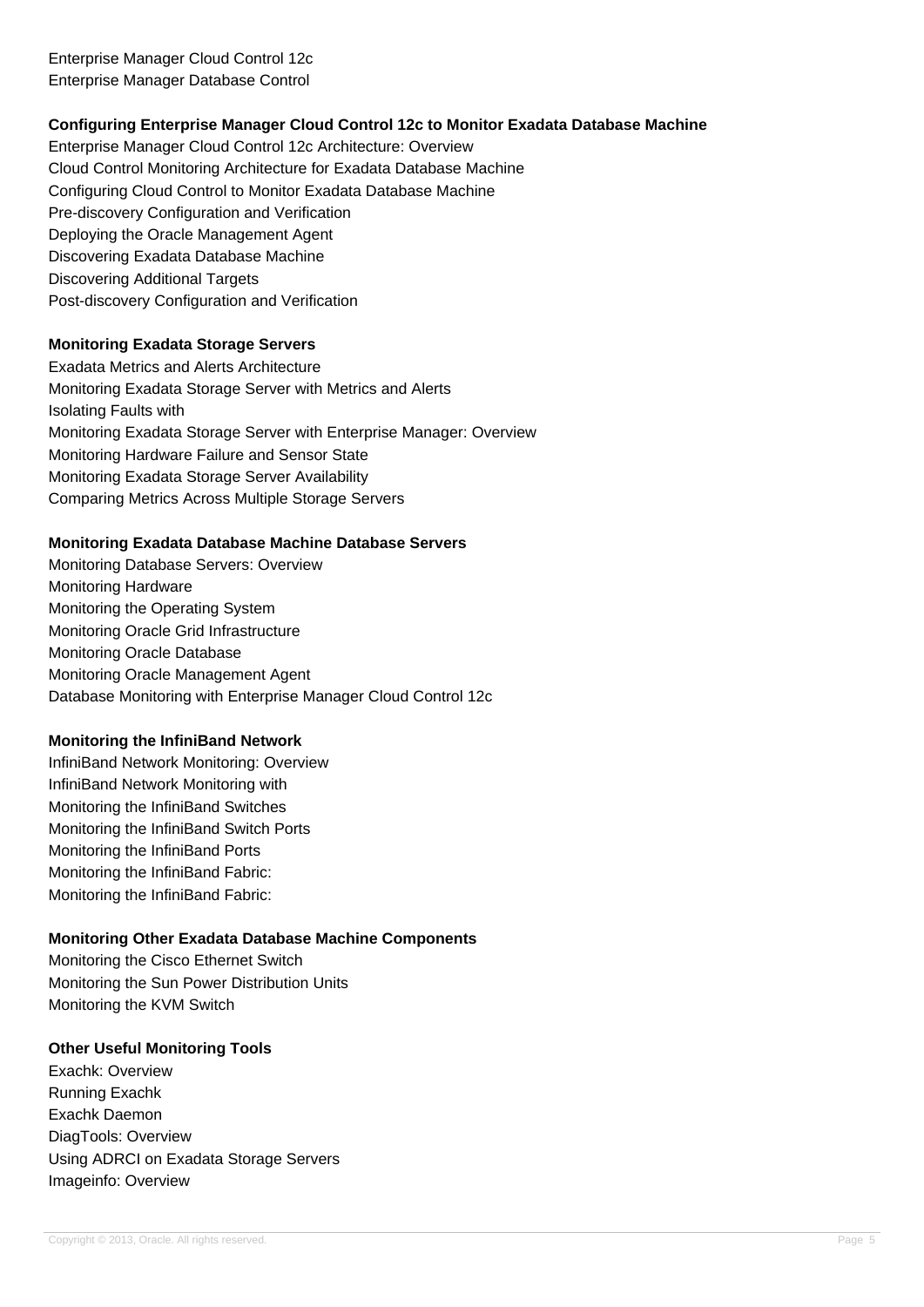Enterprise Manager Cloud Control 12c
Enterprise Manager Database Control

**Configuring Enterprise Manager Cloud Control 12c to Monitor Exadata Database Machine**

Enterprise Manager Cloud Control 12c Architecture: Overview
Cloud Control Monitoring Architecture for Exadata Database Machine
Configuring Cloud Control to Monitor Exadata Database Machine
Pre-discovery Configuration and Verification
Deploying the Oracle Management Agent
Discovering Exadata Database Machine
Discovering Additional Targets
Post-discovery Configuration and Verification

**Monitoring Exadata Storage Servers**

Exadata Metrics and Alerts Architecture
Monitoring Exadata Storage Server with Metrics and Alerts
Isolating Faults with
Monitoring Exadata Storage Server with Enterprise Manager: Overview
Monitoring Hardware Failure and Sensor State
Monitoring Exadata Storage Server Availability
Comparing Metrics Across Multiple Storage Servers

**Monitoring Exadata Database Machine Database Servers**

Monitoring Database Servers: Overview
Monitoring Hardware
Monitoring the Operating System
Monitoring Oracle Grid Infrastructure
Monitoring Oracle Database
Monitoring Oracle Management Agent
Database Monitoring with Enterprise Manager Cloud Control 12c

**Monitoring the InfiniBand Network**

InfiniBand Network Monitoring: Overview
InfiniBand Network Monitoring with
Monitoring the InfiniBand Switches
Monitoring the InfiniBand Switch Ports
Monitoring the InfiniBand Ports
Monitoring the InfiniBand Fabric:
Monitoring the InfiniBand Fabric:

**Monitoring Other Exadata Database Machine Components**

Monitoring the Cisco Ethernet Switch
Monitoring the Sun Power Distribution Units
Monitoring the KVM Switch

**Other Useful Monitoring Tools**

Exachk: Overview
Running Exachk
Exachk Daemon
DiagTools: Overview
Using ADRCI on Exadata Storage Servers
Imageinfo: Overview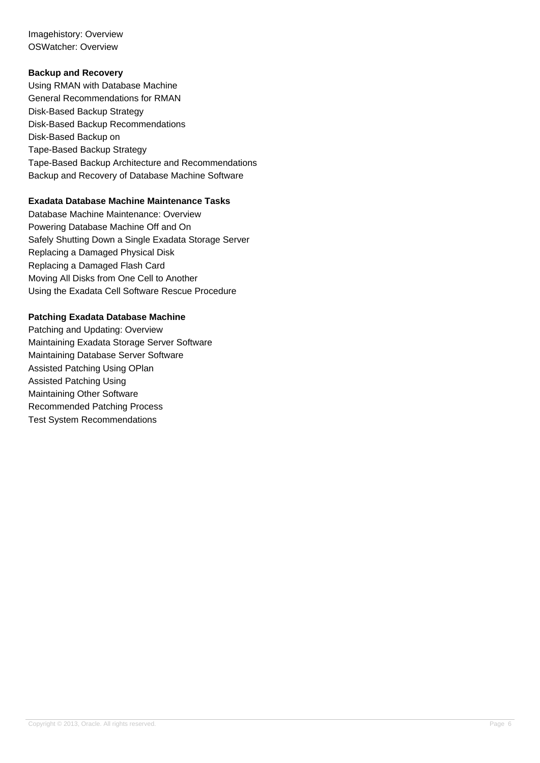Imagehistory: Overview
OSWatcher: Overview

**Backup and Recovery**

Using RMAN with Database Machine
General Recommendations for RMAN
Disk-Based Backup Strategy
Disk-Based Backup Recommendations
Disk-Based Backup on
Tape-Based Backup Strategy
Tape-Based Backup Architecture and Recommendations
Backup and Recovery of Database Machine Software

**Exadata Database Machine Maintenance Tasks**

Database Machine Maintenance: Overview
Powering Database Machine Off and On
Safely Shutting Down a Single Exadata Storage Server
Replacing a Damaged Physical Disk
Replacing a Damaged Flash Card
Moving All Disks from One Cell to Another
Using the Exadata Cell Software Rescue Procedure

**Patching Exadata Database Machine**

Patching and Updating: Overview
Maintaining Exadata Storage Server Software
Maintaining Database Server Software
Assisted Patching Using OPlan
Assisted Patching Using
Maintaining Other Software
Recommended Patching Process
Test System Recommendations